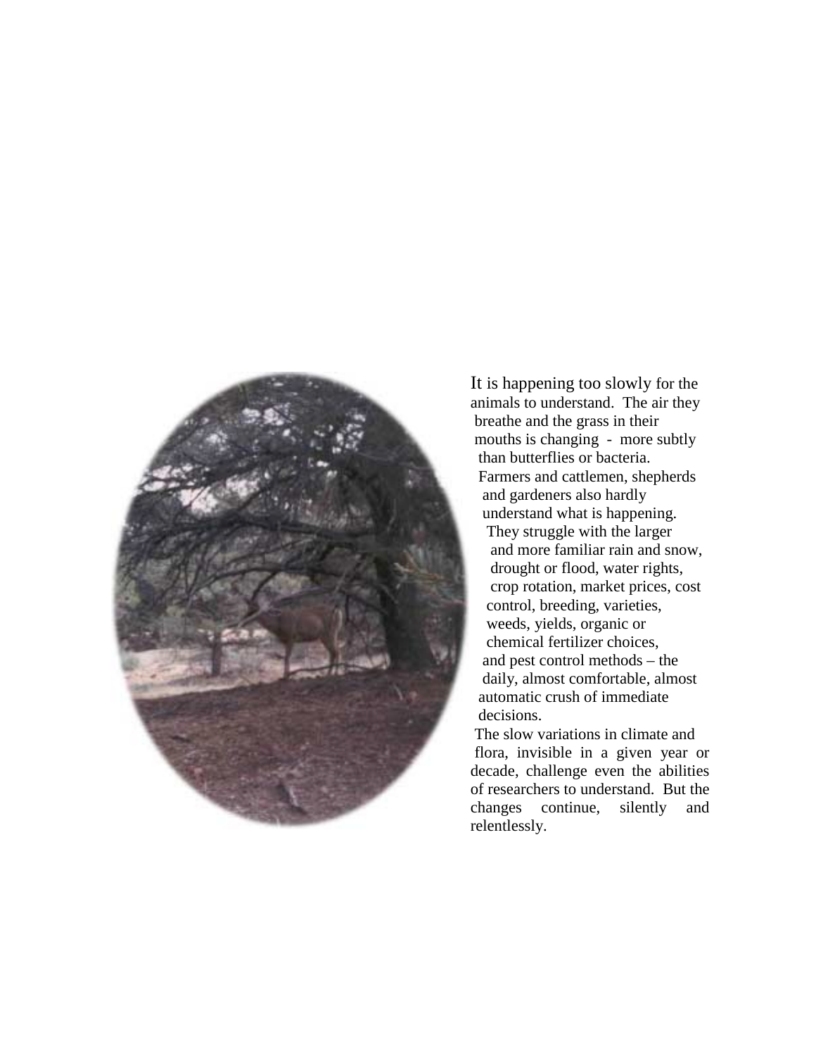It is happening too slowly for the animals to understand. The air they breathe and the grass in their mouths is changing - more subtly than butterflies or bacteria. Farmers and cattlemen, shepherds and gardeners also hardly understand what is happening. They struggle with the larger and more familiar rain and snow, drought or flood, water rights, crop rotation, market prices, cost control, breeding, varieties, weeds, yields, organic or chemical fertilizer choices, and pest control methods – the daily, almost comfortable, almost automatic crush of immediate decisions.

The slow variations in climate and flora, invisible in a given year or decade, challenge even the abilities of researchers to understand. But the changes continue, silently and relentlessly.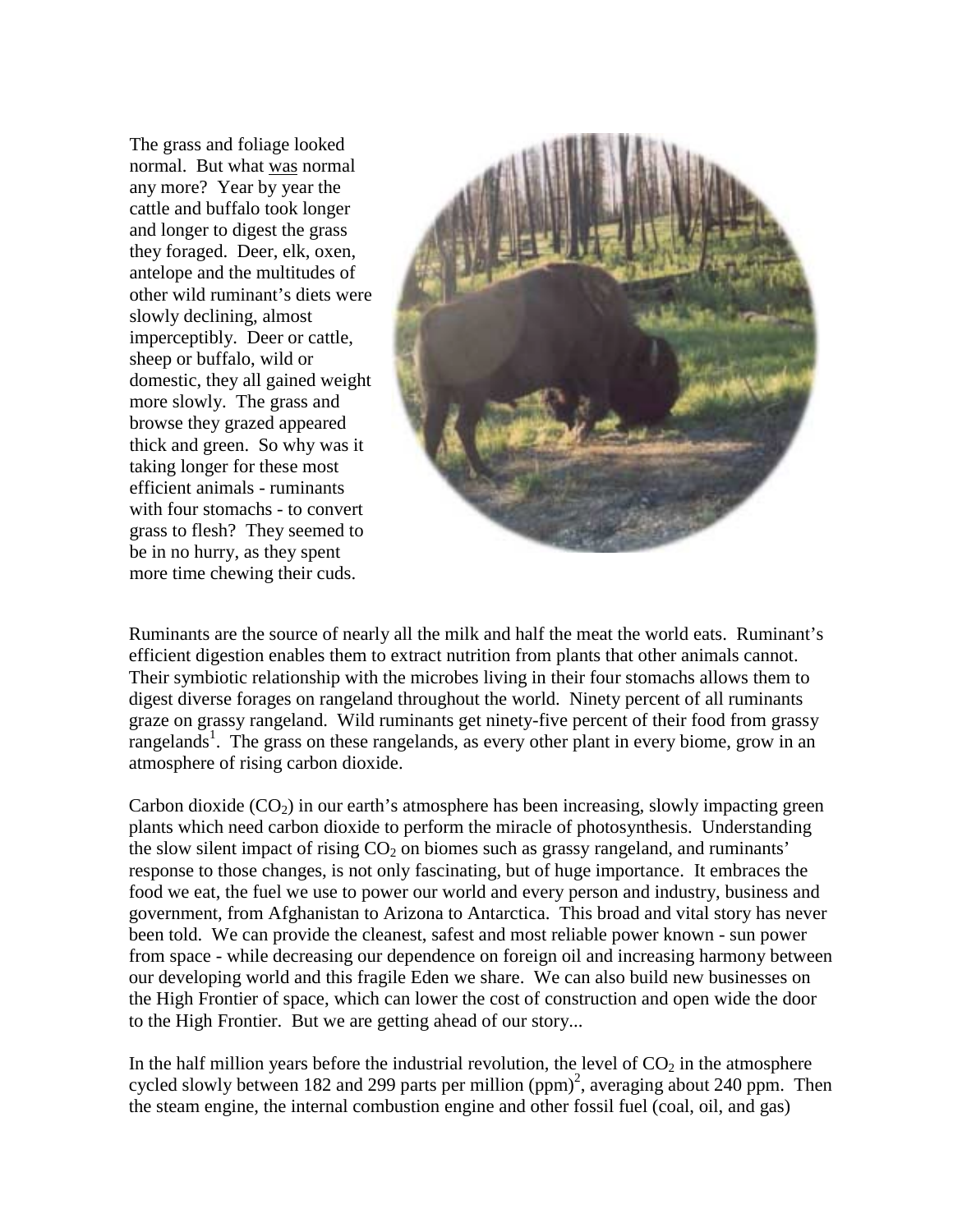The grass and foliage looked normal. But what was normal any more? Year by year the cattle and buffalo took longer and longer to digest the grass they foraged. Deer, elk, oxen, antelope and the multitudes of other wild ruminant's diets were slowly declining, almost imperceptibly. Deer or cattle, sheep or buffalo, wild or domestic, they all gained weight more slowly. The grass and browse they grazed appeared thick and green. So why was it taking longer for these most efficient animals - ruminants with four stomachs - to convert grass to flesh? They seemed to be in no hurry, as they spent more time chewing their cuds.

Ruminants are the source of nearly all the milk and half the meat the world eats. Ruminant's efficient digestion enables them to extract nutrition from plants that other animals cannot. Their symbiotic relationship with the microbes living in their four stomachs allows them to digest diverse forages on rangeland throughout the world. Ninety percent of all ruminants graze on grassy rangeland. Wild ruminants get ninety-five percent of their food from grassy rangelands[1]. The grass on these rangelands, as every other plant in every biome, grow in an atmosphere of rising carbon dioxide.

Carbon dioxide ($CO_2$) in our earth's atmosphere has been increasing, slowly impacting green plants which need carbon dioxide to perform the miracle of photosynthesis. Understanding the slow silent impact of rising $CO_2$ on biomes such as grassy rangeland, and ruminants' response to those changes, is not only fascinating, but of huge importance. It embraces the food we eat, the fuel we use to power our world and every person and industry, business and government, from Afghanistan to Arizona to Antarctica. This broad and vital story has never been told. We can provide the cleanest, safest and most reliable power known - sun power from space - while decreasing our dependence on foreign oil and increasing harmony between our developing world and this fragile Eden we share. We can also build new businesses on the High Frontier of space, which can lower the cost of construction and open wide the door to the High Frontier. But we are getting ahead of our story...

In the half million years before the industrial revolution, the level of $CO_2$ in the atmosphere cycled slowly between 182 and 299 parts per million (ppm)[2], averaging about 240 ppm. Then the steam engine, the internal combustion engine and other fossil fuel (coal, oil, and gas)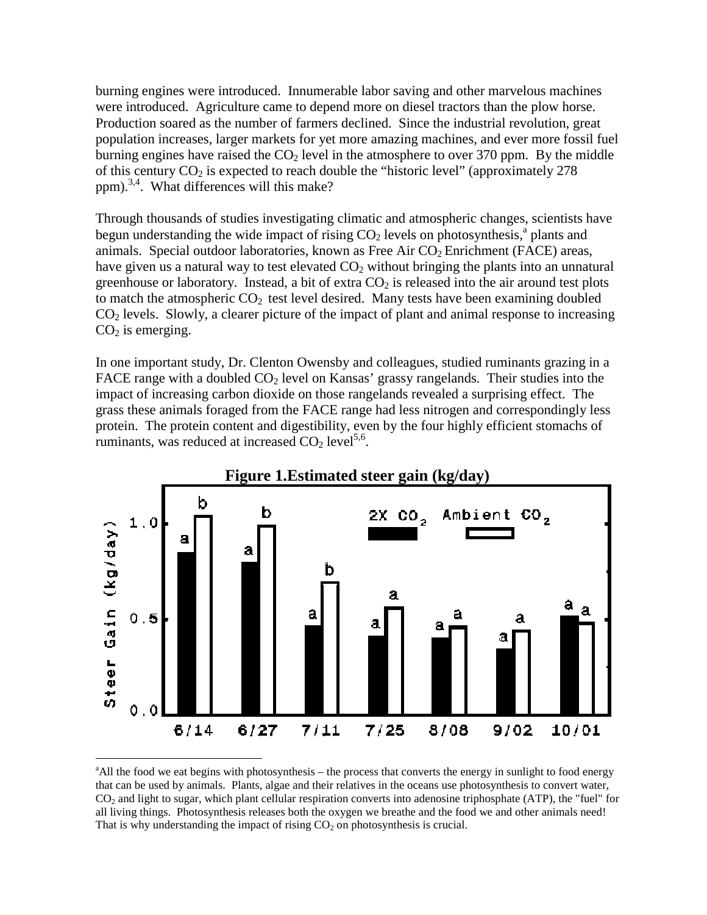burning engines were introduced. Innumerable labor saving and other marvelous machines were introduced. Agriculture came to depend more on diesel tractors than the plow horse. Production soared as the number of farmers declined. Since the industrial revolution, great population increases, larger markets for yet more amazing machines, and ever more fossil fuel burning engines have raised the $CO_2$ level in the atmosphere to over 370 ppm. By the middle of this century $CO_2$ is expected to reach double the "historic level" (approximately 278 ppm).[3,4]. What differences will this make?

Through thousands of studies investigating climatic and atmospheric changes, scientists have begun understanding the wide impact of rising $CO_2$ levels on photosynthesis,[a] plants and animals. Special outdoor laboratories, known as Free Air $CO_2$ Enrichment (FACE) areas, have given us a natural way to test elevated $CO_2$ without bringing the plants into an unnatural greenhouse or laboratory. Instead, a bit of extra $CO_2$ is released into the air around test plots to match the atmospheric $CO_2$ test level desired. Many tests have been examining doubled $CO_2$ levels. Slowly, a clearer picture of the impact of plant and animal response to increasing $CO_2$ is emerging.

In one important study, Dr. Clenton Owensby and colleagues, studied ruminants grazing in a FACE range with a doubled $CO_2$ level on Kansas' grassy rangelands. Their studies into the impact of increasing carbon dioxide on those rangelands revealed a surprising effect. The grass these animals foraged from the FACE range had less nitrogen and correspondingly less protein. The protein content and digestibility, even by the four highly efficient stomachs of ruminants, was reduced at increased $CO_2$ level[5,6].

**Figure 1.Estimated steer gain (kg/day)**

---

[a]All the food we eat begins with photosynthesis – the process that converts the energy in sunlight to food energy that can be used by animals. Plants, algae and their relatives in the oceans use photosynthesis to convert water, $CO_2$ and light to sugar, which plant cellular respiration converts into adenosine triphosphate (ATP), the "fuel" for all living things. Photosynthesis releases both the oxygen we breathe and the food we and other animals need! That is why understanding the impact of rising $CO_2$ on photosynthesis is crucial.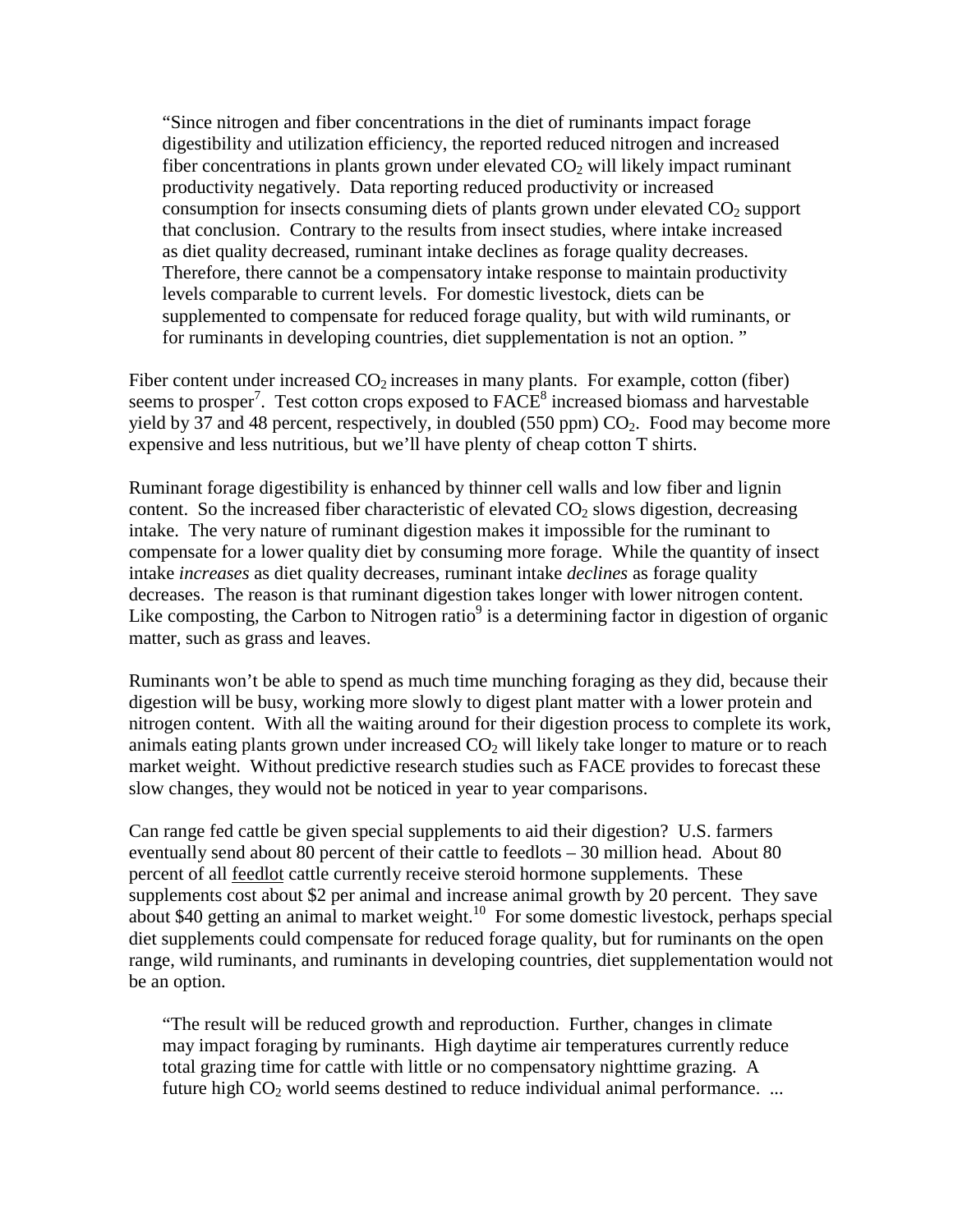> "Since nitrogen and fiber concentrations in the diet of ruminants impact forage digestibility and utilization efficiency, the reported reduced nitrogen and increased fiber concentrations in plants grown under elevated $CO_2$ will likely impact ruminant productivity negatively. Data reporting reduced productivity or increased consumption for insects consuming diets of plants grown under elevated $CO_2$ support that conclusion. Contrary to the results from insect studies, where intake increased as diet quality decreased, ruminant intake declines as forage quality decreases. Therefore, there cannot be a compensatory intake response to maintain productivity levels comparable to current levels. For domestic livestock, diets can be supplemented to compensate for reduced forage quality, but with wild ruminants, or for ruminants in developing countries, diet supplementation is not an option. "

Fiber content under increased $CO_2$ increases in many plants. For example, cotton (fiber) seems to prosper[7]. Test cotton crops exposed to FACE[8] increased biomass and harvestable yield by 37 and 48 percent, respectively, in doubled (550 ppm) $CO_2$. Food may become more expensive and less nutritious, but we'll have plenty of cheap cotton T shirts.

Ruminant forage digestibility is enhanced by thinner cell walls and low fiber and lignin content. So the increased fiber characteristic of elevated $CO_2$ slows digestion, decreasing intake. The very nature of ruminant digestion makes it impossible for the ruminant to compensate for a lower quality diet by consuming more forage. While the quantity of insect intake *increases* as diet quality decreases, ruminant intake *declines* as forage quality decreases. The reason is that ruminant digestion takes longer with lower nitrogen content. Like composting, the Carbon to Nitrogen ratio[9] is a determining factor in digestion of organic matter, such as grass and leaves.

Ruminants won't be able to spend as much time munching foraging as they did, because their digestion will be busy, working more slowly to digest plant matter with a lower protein and nitrogen content. With all the waiting around for their digestion process to complete its work, animals eating plants grown under increased $CO_2$ will likely take longer to mature or to reach market weight. Without predictive research studies such as FACE provides to forecast these slow changes, they would not be noticed in year to year comparisons.

Can range fed cattle be given special supplements to aid their digestion? U.S. farmers eventually send about 80 percent of their cattle to feedlots – 30 million head. About 80 percent of all feedlot cattle currently receive steroid hormone supplements. These supplements cost about \$2 per animal and increase animal growth by 20 percent. They save about \$40 getting an animal to market weight.[10] For some domestic livestock, perhaps special diet supplements could compensate for reduced forage quality, but for ruminants on the open range, wild ruminants, and ruminants in developing countries, diet supplementation would not be an option.

> "The result will be reduced growth and reproduction. Further, changes in climate may impact foraging by ruminants. High daytime air temperatures currently reduce total grazing time for cattle with little or no compensatory nighttime grazing. A future high $CO_2$ world seems destined to reduce individual animal performance. ...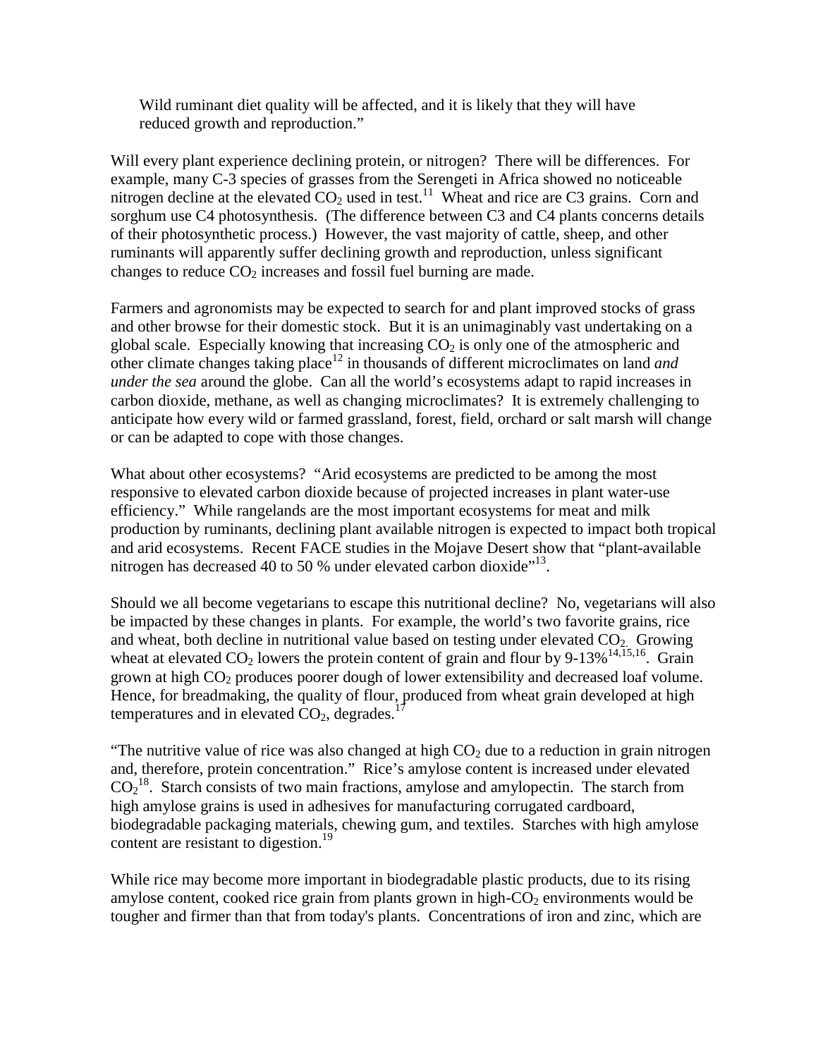> Wild ruminant diet quality will be affected, and it is likely that they will have reduced growth and reproduction."

Will every plant experience declining protein, or nitrogen? There will be differences. For example, many C-3 species of grasses from the Serengeti in Africa showed no noticeable nitrogen decline at the elevated $CO_2$ used in test.[11] Wheat and rice are C3 grains. Corn and sorghum use C4 photosynthesis. (The difference between C3 and C4 plants concerns details of their photosynthetic process.) However, the vast majority of cattle, sheep, and other ruminants will apparently suffer declining growth and reproduction, unless significant changes to reduce $CO_2$ increases and fossil fuel burning are made.

Farmers and agronomists may be expected to search for and plant improved stocks of grass and other browse for their domestic stock. But it is an unimaginably vast undertaking on a global scale. Especially knowing that increasing $CO_2$ is only one of the atmospheric and other climate changes taking place[12] in thousands of different microclimates on land *and under the sea* around the globe. Can all the world's ecosystems adapt to rapid increases in carbon dioxide, methane, as well as changing microclimates? It is extremely challenging to anticipate how every wild or farmed grassland, forest, field, orchard or salt marsh will change or can be adapted to cope with those changes.

What about other ecosystems? "Arid ecosystems are predicted to be among the most responsive to elevated carbon dioxide because of projected increases in plant water-use efficiency." While rangelands are the most important ecosystems for meat and milk production by ruminants, declining plant available nitrogen is expected to impact both tropical and arid ecosystems. Recent FACE studies in the Mojave Desert show that "plant-available nitrogen has decreased 40 to 50 % under elevated carbon dioxide"[13].

Should we all become vegetarians to escape this nutritional decline? No, vegetarians will also be impacted by these changes in plants. For example, the world's two favorite grains, rice and wheat, both decline in nutritional value based on testing under elevated $CO_2$. Growing wheat at elevated $CO_2$ lowers the protein content of grain and flour by 9-13%[14,15,16]. Grain grown at high $CO_2$ produces poorer dough of lower extensibility and decreased loaf volume. Hence, for breadmaking, the quality of flour, produced from wheat grain developed at high temperatures and in elevated $CO_2$, degrades.[17]

"The nutritive value of rice was also changed at high $CO_2$ due to a reduction in grain nitrogen and, therefore, protein concentration." Rice's amylose content is increased under elevated $CO_2$[18]. Starch consists of two main fractions, amylose and amylopectin. The starch from high amylose grains is used in adhesives for manufacturing corrugated cardboard, biodegradable packaging materials, chewing gum, and textiles. Starches with high amylose content are resistant to digestion.[19]

While rice may become more important in biodegradable plastic products, due to its rising amylose content, cooked rice grain from plants grown in high-$CO_2$ environments would be tougher and firmer than that from today's plants. Concentrations of iron and zinc, which are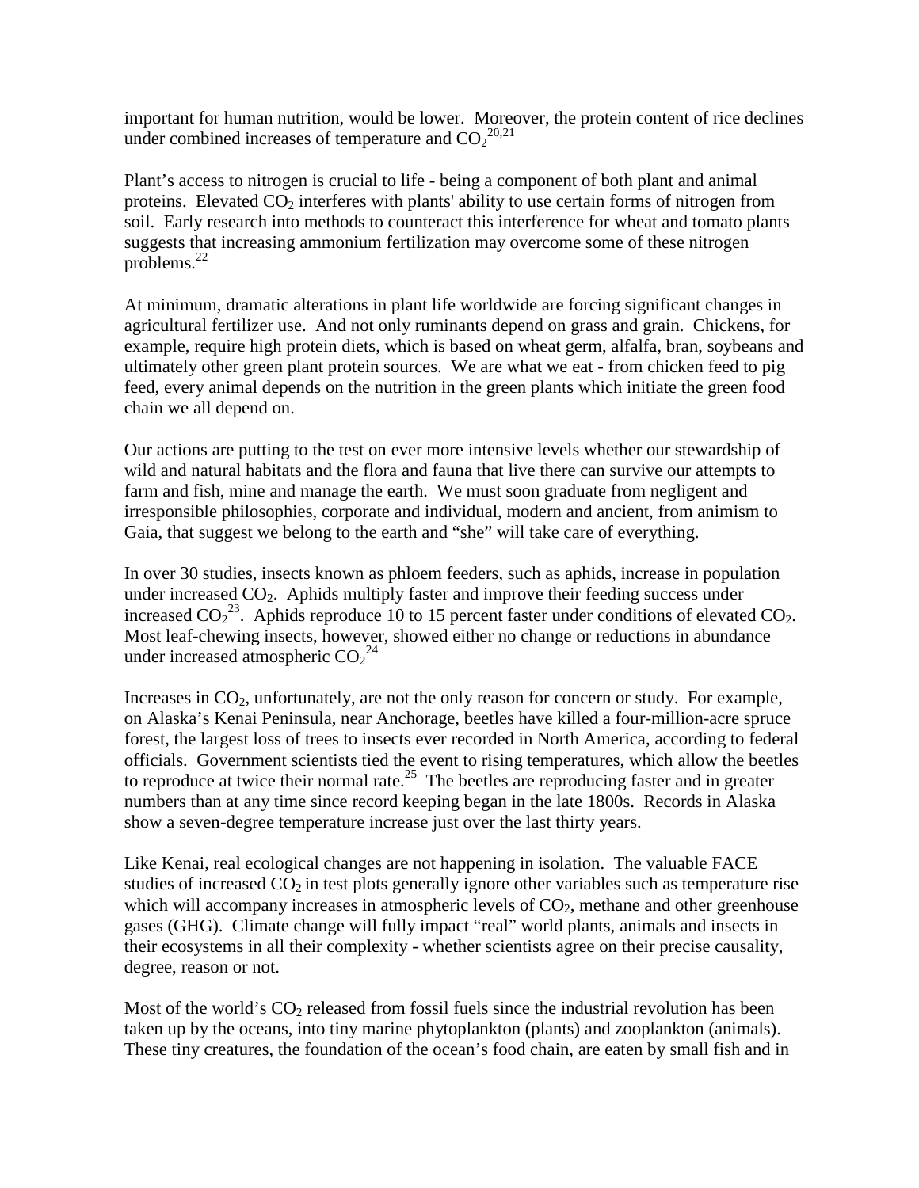important for human nutrition, would be lower. Moreover, the protein content of rice declines under combined increases of temperature and $CO_2$[20,21]

Plant's access to nitrogen is crucial to life - being a component of both plant and animal proteins. Elevated $CO_2$ interferes with plants' ability to use certain forms of nitrogen from soil. Early research into methods to counteract this interference for wheat and tomato plants suggests that increasing ammonium fertilization may overcome some of these nitrogen problems.[22]

At minimum, dramatic alterations in plant life worldwide are forcing significant changes in agricultural fertilizer use. And not only ruminants depend on grass and grain. Chickens, for example, require high protein diets, which is based on wheat germ, alfalfa, bran, soybeans and ultimately other green plant protein sources. We are what we eat - from chicken feed to pig feed, every animal depends on the nutrition in the green plants which initiate the green food chain we all depend on.

Our actions are putting to the test on ever more intensive levels whether our stewardship of wild and natural habitats and the flora and fauna that live there can survive our attempts to farm and fish, mine and manage the earth. We must soon graduate from negligent and irresponsible philosophies, corporate and individual, modern and ancient, from animism to Gaia, that suggest we belong to the earth and "she" will take care of everything.

In over 30 studies, insects known as phloem feeders, such as aphids, increase in population under increased $CO_2$. Aphids multiply faster and improve their feeding success under increased $CO_2$[23]. Aphids reproduce 10 to 15 percent faster under conditions of elevated $CO_2$. Most leaf-chewing insects, however, showed either no change or reductions in abundance under increased atmospheric $CO_2$[24]

Increases in $CO_2$, unfortunately, are not the only reason for concern or study. For example, on Alaska's Kenai Peninsula, near Anchorage, beetles have killed a four-million-acre spruce forest, the largest loss of trees to insects ever recorded in North America, according to federal officials. Government scientists tied the event to rising temperatures, which allow the beetles to reproduce at twice their normal rate.[25] The beetles are reproducing faster and in greater numbers than at any time since record keeping began in the late 1800s. Records in Alaska show a seven-degree temperature increase just over the last thirty years.

Like Kenai, real ecological changes are not happening in isolation. The valuable FACE studies of increased $CO_2$ in test plots generally ignore other variables such as temperature rise which will accompany increases in atmospheric levels of $CO_2$, methane and other greenhouse gases (GHG). Climate change will fully impact "real" world plants, animals and insects in their ecosystems in all their complexity - whether scientists agree on their precise causality, degree, reason or not.

Most of the world's $CO_2$ released from fossil fuels since the industrial revolution has been taken up by the oceans, into tiny marine phytoplankton (plants) and zooplankton (animals). These tiny creatures, the foundation of the ocean's food chain, are eaten by small fish and in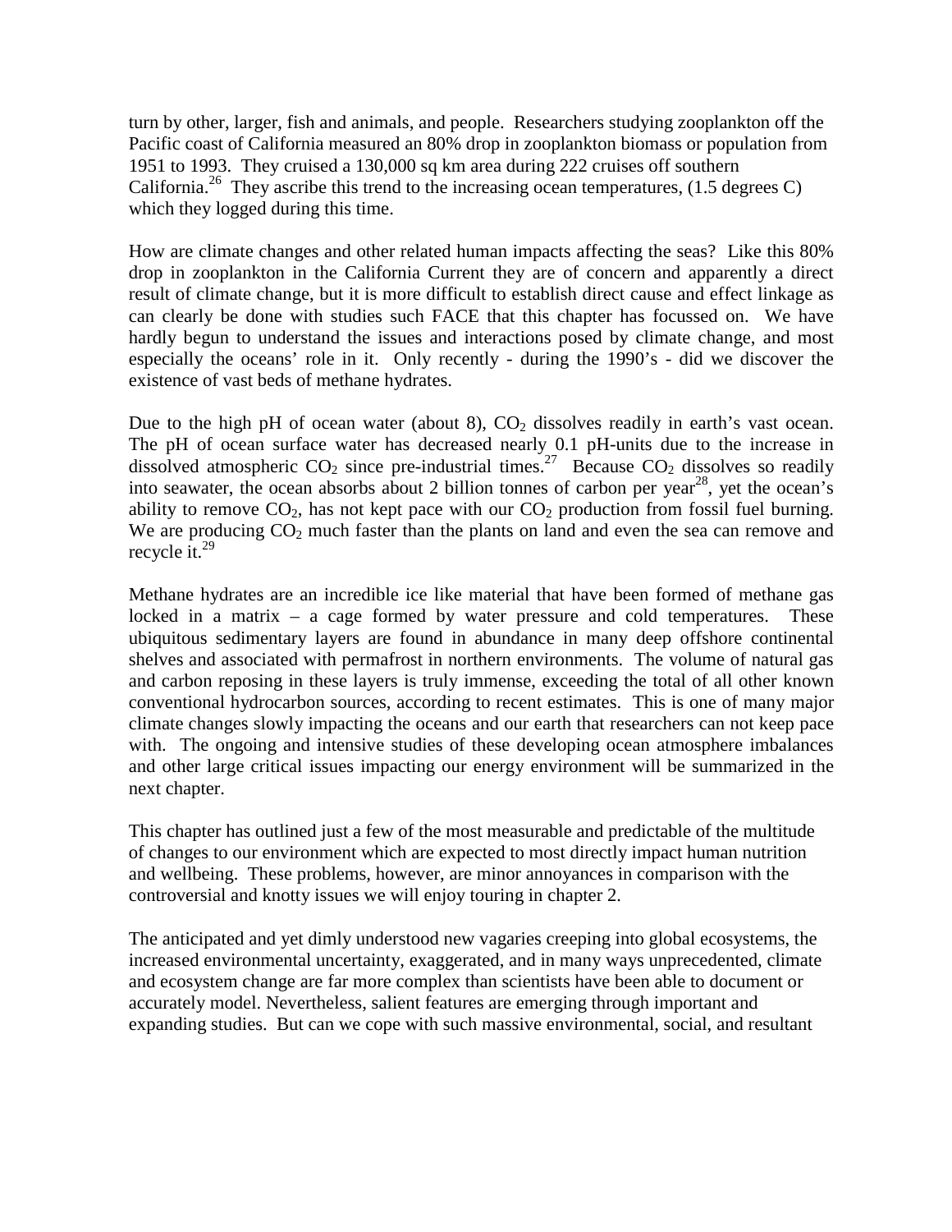turn by other, larger, fish and animals, and people. Researchers studying zooplankton off the Pacific coast of California measured an 80% drop in zooplankton biomass or population from 1951 to 1993. They cruised a 130,000 sq km area during 222 cruises off southern California.[26] They ascribe this trend to the increasing ocean temperatures, (1.5 degrees C) which they logged during this time.

How are climate changes and other related human impacts affecting the seas? Like this 80% drop in zooplankton in the California Current they are of concern and apparently a direct result of climate change, but it is more difficult to establish direct cause and effect linkage as can clearly be done with studies such FACE that this chapter has focussed on. We have hardly begun to understand the issues and interactions posed by climate change, and most especially the oceans' role in it. Only recently - during the 1990's - did we discover the existence of vast beds of methane hydrates.

Due to the high pH of ocean water (about 8), $CO_2$ dissolves readily in earth's vast ocean. The pH of ocean surface water has decreased nearly 0.1 pH-units due to the increase in dissolved atmospheric $CO_2$ since pre-industrial times.[27] Because $CO_2$ dissolves so readily into seawater, the ocean absorbs about 2 billion tonnes of carbon per year[28], yet the ocean's ability to remove $CO_2$, has not kept pace with our $CO_2$ production from fossil fuel burning. We are producing $CO_2$ much faster than the plants on land and even the sea can remove and recycle it.[29]

Methane hydrates are an incredible ice like material that have been formed of methane gas locked in a matrix – a cage formed by water pressure and cold temperatures. These ubiquitous sedimentary layers are found in abundance in many deep offshore continental shelves and associated with permafrost in northern environments. The volume of natural gas and carbon reposing in these layers is truly immense, exceeding the total of all other known conventional hydrocarbon sources, according to recent estimates. This is one of many major climate changes slowly impacting the oceans and our earth that researchers can not keep pace with. The ongoing and intensive studies of these developing ocean atmosphere imbalances and other large critical issues impacting our energy environment will be summarized in the next chapter.

This chapter has outlined just a few of the most measurable and predictable of the multitude of changes to our environment which are expected to most directly impact human nutrition and wellbeing. These problems, however, are minor annoyances in comparison with the controversial and knotty issues we will enjoy touring in chapter 2.

The anticipated and yet dimly understood new vagaries creeping into global ecosystems, the increased environmental uncertainty, exaggerated, and in many ways unprecedented, climate and ecosystem change are far more complex than scientists have been able to document or accurately model. Nevertheless, salient features are emerging through important and expanding studies. But can we cope with such massive environmental, social, and resultant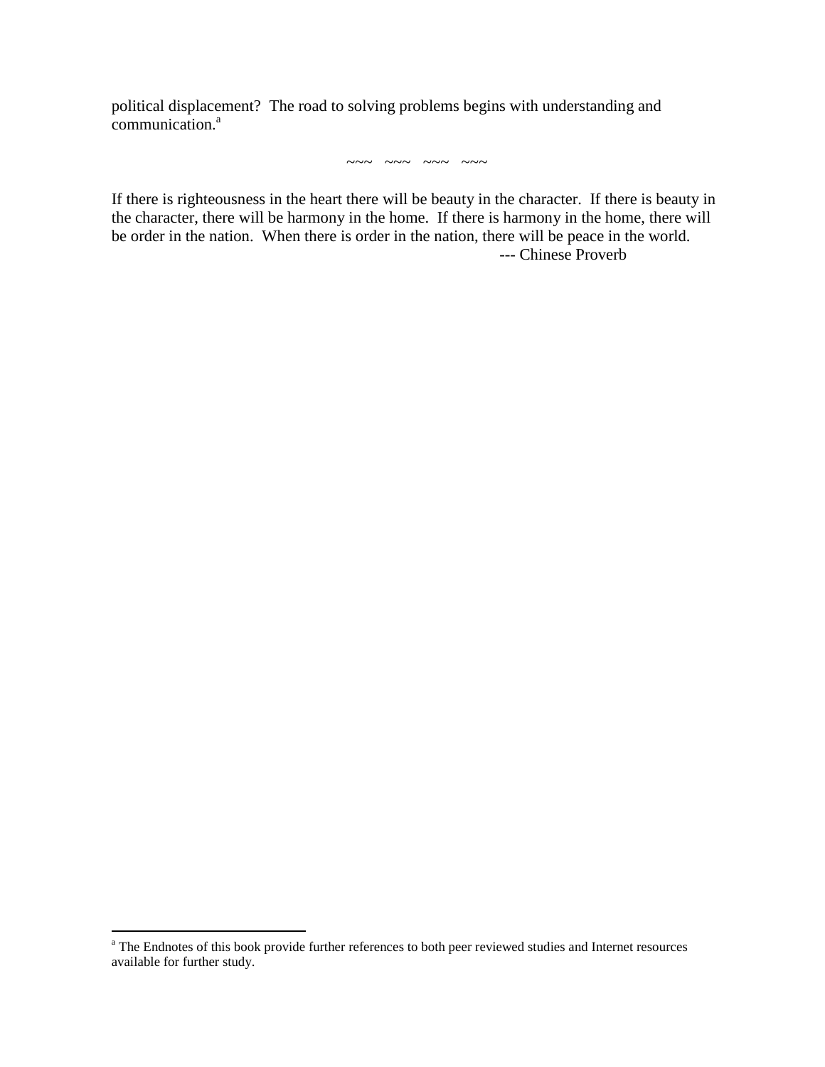political displacement? The road to solving problems begins with understanding and communication.[a]

~~~ ~~~ ~~~ ~~~

If there is righteousness in the heart there will be beauty in the character. If there is beauty in the character, there will be harmony in the home. If there is harmony in the home, there will be order in the nation. When there is order in the nation, there will be peace in the world.

--- Chinese Proverb

[a] The Endnotes of this book provide further references to both peer reviewed studies and Internet resources available for further study.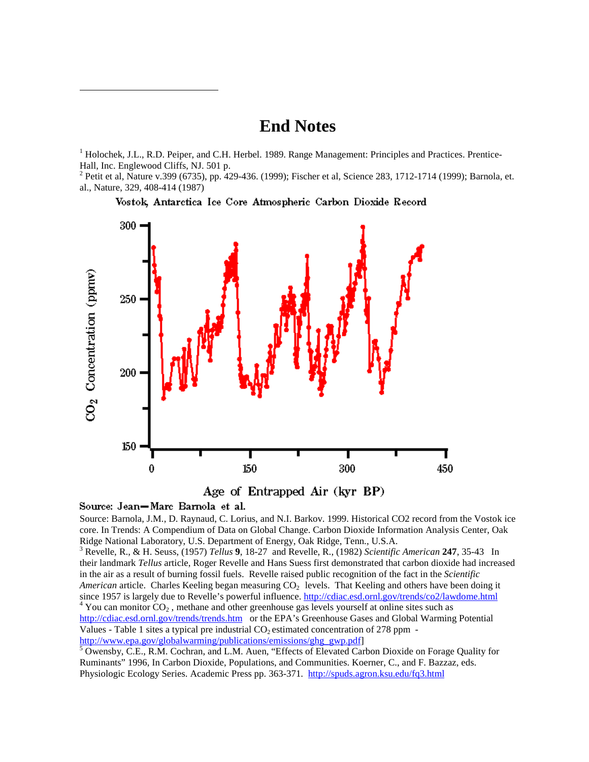# End Notes

[1] Holochek, J.L., R.D. Peiper, and C.H. Herbel. 1989. Range Management: Principles and Practices. Prentice-Hall, Inc. Englewood Cliffs, NJ. 501 p.

[2] Petit et al, Nature v.399 (6735), pp. 429-436. (1999); Fischer et al, Science 283, 1712-1714 (1999); Barnola, et. al., Nature, 329, 408-414 (1987)

Vostok, Antarctica Ice Core Atmospheric Carbon Dioxide Record

Source: Jean—Marc Barnola et al.

Source: Barnola, J.M., D. Raynaud, C. Lorius, and N.I. Barkov. 1999. Historical CO2 record from the Vostok ice core. In Trends: A Compendium of Data on Global Change. Carbon Dioxide Information Analysis Center, Oak Ridge National Laboratory, U.S. Department of Energy, Oak Ridge, Tenn., U.S.A.

[3] Revelle, R., & H. Seuss, (1957) *Tellus* **9**, 18-27 and Revelle, R., (1982) *Scientific American* **247**, 35-43 In their landmark *Tellus* article, Roger Revelle and Hans Suess first demonstrated that carbon dioxide had increased in the air as a result of burning fossil fuels. Revelle raised public recognition of the fact in the *Scientific American* article. Charles Keeling began measuring $CO_2$ levels. That Keeling and others have been doing it since 1957 is largely due to Revelle's powerful influence. http://cdiac.esd.ornl.gov/trends/co2/lawdome.html

[4] You can monitor $CO_2$ , methane and other greenhouse gas levels yourself at online sites such as http://cdiac.esd.ornl.gov/trends/trends.htm or the EPA's Greenhouse Gases and Global Warming Potential Values - Table 1 sites a typical pre industrial $CO_2$ estimated concentration of 278 ppm - http://www.epa.gov/globalwarming/publications/emissions/ghg_gwp.pdf]

[5] Owensby, C.E., R.M. Cochran, and L.M. Auen, "Effects of Elevated Carbon Dioxide on Forage Quality for Ruminants" 1996, In Carbon Dioxide, Populations, and Communities. Koerner, C., and F. Bazzaz, eds. Physiologic Ecology Series. Academic Press pp. 363-371. http://spuds.agron.ksu.edu/fq3.html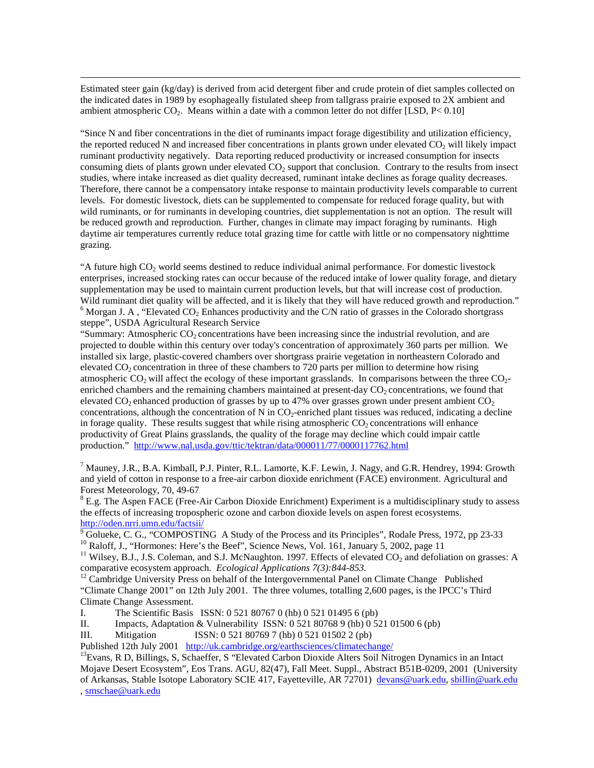---

Estimated steer gain (kg/day) is derived from acid detergent fiber and crude protein of diet samples collected on the indicated dates in 1989 by esophageally fistulated sheep from tallgrass prairie exposed to 2X ambient and ambient atmospheric $CO_2$. Means within a date with a common letter do not differ [LSD, $P < 0.10$]

"Since N and fiber concentrations in the diet of ruminants impact forage digestibility and utilization efficiency, the reported reduced N and increased fiber concentrations in plants grown under elevated $CO_2$ will likely impact ruminant productivity negatively. Data reporting reduced productivity or increased consumption for insects consuming diets of plants grown under elevated $CO_2$ support that conclusion. Contrary to the results from insect studies, where intake increased as diet quality decreased, ruminant intake declines as forage quality decreases. Therefore, there cannot be a compensatory intake response to maintain productivity levels comparable to current levels. For domestic livestock, diets can be supplemented to compensate for reduced forage quality, but with wild ruminants, or for ruminants in developing countries, diet supplementation is not an option. The result will be reduced growth and reproduction. Further, changes in climate may impact foraging by ruminants. High daytime air temperatures currently reduce total grazing time for cattle with little or no compensatory nighttime grazing.

"A future high $CO_2$ world seems destined to reduce individual animal performance. For domestic livestock enterprises, increased stocking rates can occur because of the reduced intake of lower quality forage, and dietary supplementation may be used to maintain current production levels, but that will increase cost of production. Wild ruminant diet quality will be affected, and it is likely that they will have reduced growth and reproduction."

[6] Morgan J. A , "Elevated $CO_2$ Enhances productivity and the C/N ratio of grasses in the Colorado shortgrass steppe", USDA Agricultural Research Service

"Summary: Atmospheric $CO_2$ concentrations have been increasing since the industrial revolution, and are projected to double within this century over today's concentration of approximately 360 parts per million. We installed six large, plastic-covered chambers over shortgrass prairie vegetation in northeastern Colorado and elevated $CO_2$ concentration in three of these chambers to 720 parts per million to determine how rising atmospheric $CO_2$ will affect the ecology of these important grasslands. In comparisons between the three $CO_2$-enriched chambers and the remaining chambers maintained at present-day $CO_2$ concentrations, we found that elevated $CO_2$ enhanced production of grasses by up to 47% over grasses grown under present ambient $CO_2$ concentrations, although the concentration of N in $CO_2$-enriched plant tissues was reduced, indicating a decline in forage quality. These results suggest that while rising atmospheric $CO_2$ concentrations will enhance productivity of Great Plains grasslands, the quality of the forage may decline which could impair cattle production." http://www.nal.usda.gov/ttic/tektran/data/000011/77/0000117762.html

[7] Mauney, J.R., B.A. Kimball, P.J. Pinter, R.L. Lamorte, K.F. Lewin, J. Nagy, and G.R. Hendrey, 1994: Growth and yield of cotton in response to a free-air carbon dioxide enrichment (FACE) environment. Agricultural and Forest Meteorology, 70, 49-67

[8] E.g. The Aspen FACE (Free-Air Carbon Dioxide Enrichment) Experiment is a multidisciplinary study to assess the effects of increasing tropospheric ozone and carbon dioxide levels on aspen forest ecosystems. http://oden.nrri.umn.edu/factsii/

[9] Golueke, C. G., "COMPOSTING A Study of the Process and its Principles", Rodale Press, 1972, pp 23-33

[10] Raloff, J., "Hormones: Here's the Beef", Science News, Vol. 161, January 5, 2002, page 11

[11] Wilsey, B.J., J.S. Coleman, and S.J. McNaughton. 1997. Effects of elevated $CO_2$ and defoliation on grasses: A comparative ecosystem approach. *Ecological Applications 7(3):844-853.*

[12] Cambridge University Press on behalf of the Intergovernmental Panel on Climate Change Published "Climate Change 2001" on 12th July 2001. The three volumes, totalling 2,600 pages, is the IPCC's Third Climate Change Assessment.

I. The Scientific Basis ISSN: 0 521 80767 0 (hb) 0 521 01495 6 (pb)

II. Impacts, Adaptation & Vulnerability ISSN: 0 521 80768 9 (hb) 0 521 01500 6 (pb)

III. Mitigation ISSN: 0 521 80769 7 (hb) 0 521 01502 2 (pb)

Published 12th July 2001 http://uk.cambridge.org/earthsciences/climatechange/

[13] Evans, R D, Billings, S, Schaeffer, S "Elevated Carbon Dioxide Alters Soil Nitrogen Dynamics in an Intact Mojave Desert Ecosystem", Eos Trans. AGU, 82(47), Fall Meet. Suppl., Abstract B51B-0209, 2001 (University of Arkansas, Stable Isotope Laboratory SCIE 417, Fayetteville, AR 72701) devans@uark.edu, sbillin@uark.edu , smschae@uark.edu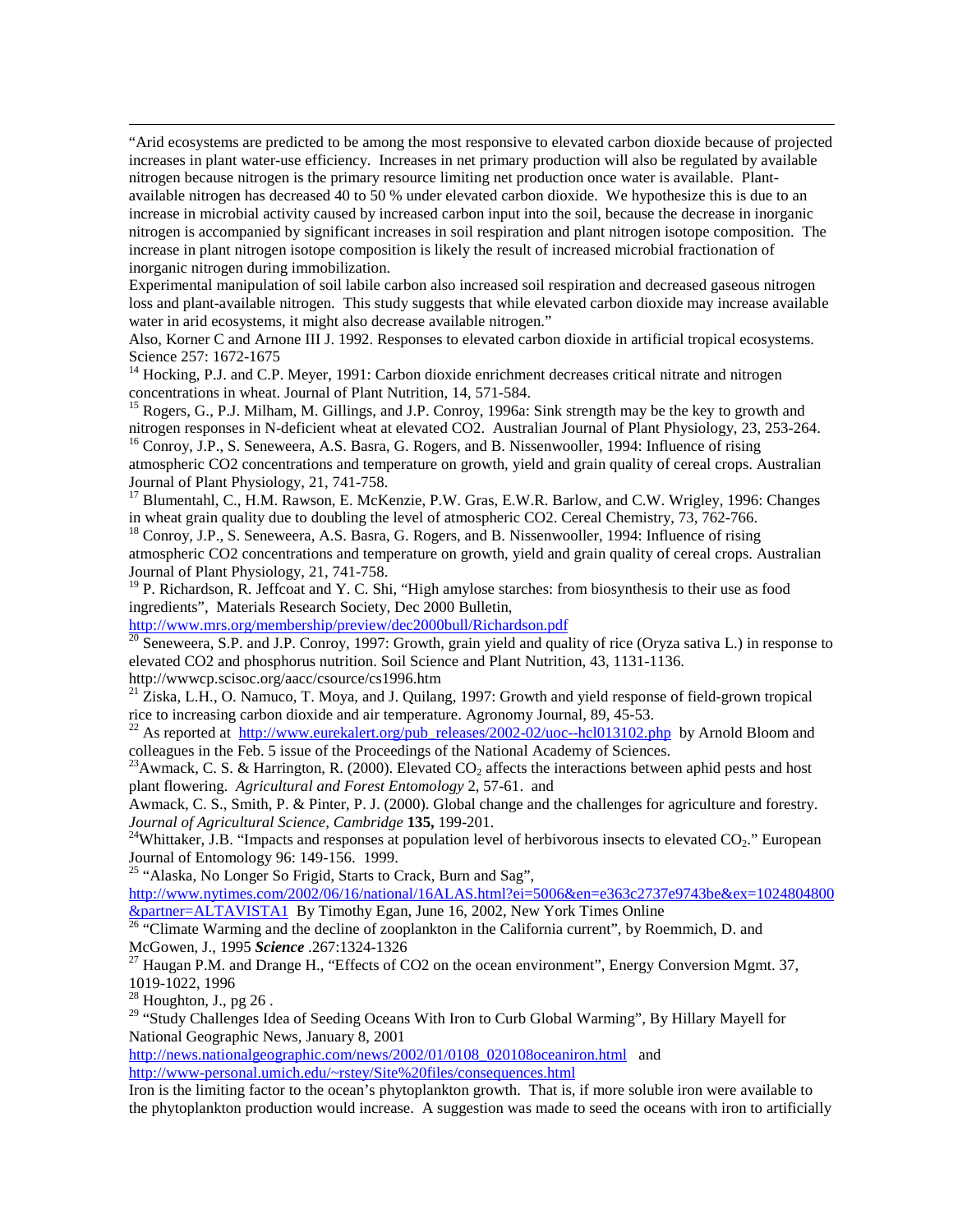"Arid ecosystems are predicted to be among the most responsive to elevated carbon dioxide because of projected increases in plant water-use efficiency. Increases in net primary production will also be regulated by available nitrogen because nitrogen is the primary resource limiting net production once water is available. Plant-available nitrogen has decreased 40 to 50 % under elevated carbon dioxide. We hypothesize this is due to an increase in microbial activity caused by increased carbon input into the soil, because the decrease in inorganic nitrogen is accompanied by significant increases in soil respiration and plant nitrogen isotope composition. The increase in plant nitrogen isotope composition is likely the result of increased microbial fractionation of inorganic nitrogen during immobilization.

Experimental manipulation of soil labile carbon also increased soil respiration and decreased gaseous nitrogen loss and plant-available nitrogen. This study suggests that while elevated carbon dioxide may increase available water in arid ecosystems, it might also decrease available nitrogen."

Also, Korner C and Arnone III J. 1992. Responses to elevated carbon dioxide in artificial tropical ecosystems. Science 257: 1672-1675

[14] Hocking, P.J. and C.P. Meyer, 1991: Carbon dioxide enrichment decreases critical nitrate and nitrogen concentrations in wheat. Journal of Plant Nutrition, 14, 571-584.

[15] Rogers, G., P.J. Milham, M. Gillings, and J.P. Conroy, 1996a: Sink strength may be the key to growth and nitrogen responses in N-deficient wheat at elevated CO2. Australian Journal of Plant Physiology, 23, 253-264.

[16] Conroy, J.P., S. Seneweera, A.S. Basra, G. Rogers, and B. Nissenwooller, 1994: Influence of rising atmospheric CO2 concentrations and temperature on growth, yield and grain quality of cereal crops. Australian Journal of Plant Physiology, 21, 741-758.

[17] Blumentahl, C., H.M. Rawson, E. McKenzie, P.W. Gras, E.W.R. Barlow, and C.W. Wrigley, 1996: Changes in wheat grain quality due to doubling the level of atmospheric CO2. Cereal Chemistry, 73, 762-766.

[18] Conroy, J.P., S. Seneweera, A.S. Basra, G. Rogers, and B. Nissenwooller, 1994: Influence of rising atmospheric CO2 concentrations and temperature on growth, yield and grain quality of cereal crops. Australian Journal of Plant Physiology, 21, 741-758.

[19] P. Richardson, R. Jeffcoat and Y. C. Shi, "High amylose starches: from biosynthesis to their use as food ingredients", Materials Research Society, Dec 2000 Bulletin, http://www.mrs.org/membership/preview/dec2000bull/Richardson.pdf

[20] Seneweera, S.P. and J.P. Conroy, 1997: Growth, grain yield and quality of rice (Oryza sativa L.) in response to elevated CO2 and phosphorus nutrition. Soil Science and Plant Nutrition, 43, 1131-1136. http://wwwcp.scisoc.org/aacc/csource/cs1996.htm

[21] Ziska, L.H., O. Namuco, T. Moya, and J. Quilang, 1997: Growth and yield response of field-grown tropical rice to increasing carbon dioxide and air temperature. Agronomy Journal, 89, 45-53.

[22] As reported at http://www.eurekalert.org/pub_releases/2002-02/uoc--hcl013102.php by Arnold Bloom and colleagues in the Feb. 5 issue of the Proceedings of the National Academy of Sciences.

[23] Awmack, C. S. & Harrington, R. (2000). Elevated $CO_2$ affects the interactions between aphid pests and host plant flowering. *Agricultural and Forest Entomology* 2, 57-61. and

Awmack, C. S., Smith, P. & Pinter, P. J. (2000). Global change and the challenges for agriculture and forestry. *Journal of Agricultural Science, Cambridge* **135,** 199-201.

[24] Whittaker, J.B. "Impacts and responses at population level of herbivorous insects to elevated $CO_2$." European Journal of Entomology 96: 149-156. 1999.

[25] "Alaska, No Longer So Frigid, Starts to Crack, Burn and Sag", http://www.nytimes.com/2002/06/16/national/16ALAS.html?ei=5006&en=e363c2737e9743be&ex=1024804800&partner=ALTAVISTA1 By Timothy Egan, June 16, 2002, New York Times Online

[26] "Climate Warming and the decline of zooplankton in the California current", by Roemmich, D. and McGowen, J., 1995 ***Science*** .267:1324-1326

[27] Haugan P.M. and Drange H., "Effects of CO2 on the ocean environment", Energy Conversion Mgmt. 37, 1019-1022, 1996

[28] Houghton, J., pg 26 .

[29] "Study Challenges Idea of Seeding Oceans With Iron to Curb Global Warming", By Hillary Mayell for National Geographic News, January 8, 2001

http://news.nationalgeographic.com/news/2002/01/0108_020108oceaniron.html and http://www-personal.umich.edu/~rstey/Site%20files/consequences.html

Iron is the limiting factor to the ocean's phytoplankton growth. That is, if more soluble iron were available to the phytoplankton production would increase. A suggestion was made to seed the oceans with iron to artificially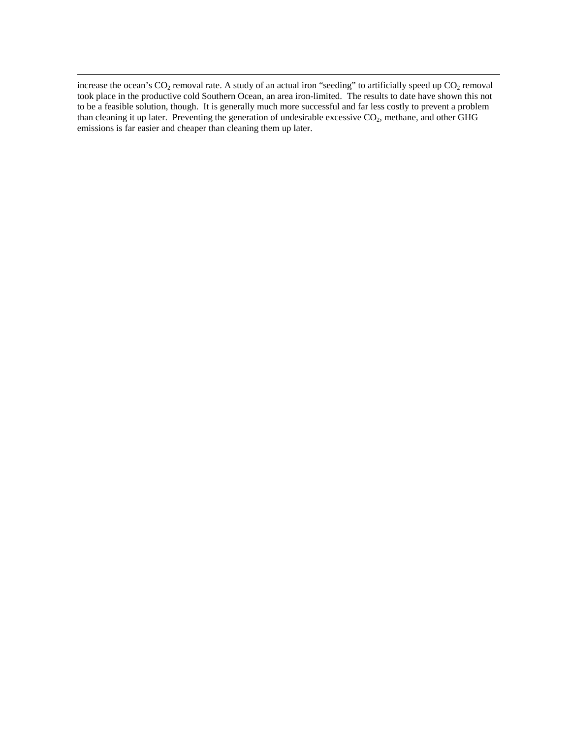increase the ocean's $CO_2$ removal rate. A study of an actual iron "seeding" to artificially speed up $CO_2$ removal took place in the productive cold Southern Ocean, an area iron-limited. The results to date have shown this not to be a feasible solution, though. It is generally much more successful and far less costly to prevent a problem than cleaning it up later. Preventing the generation of undesirable excessive $CO_2$, methane, and other GHG emissions is far easier and cheaper than cleaning them up later.